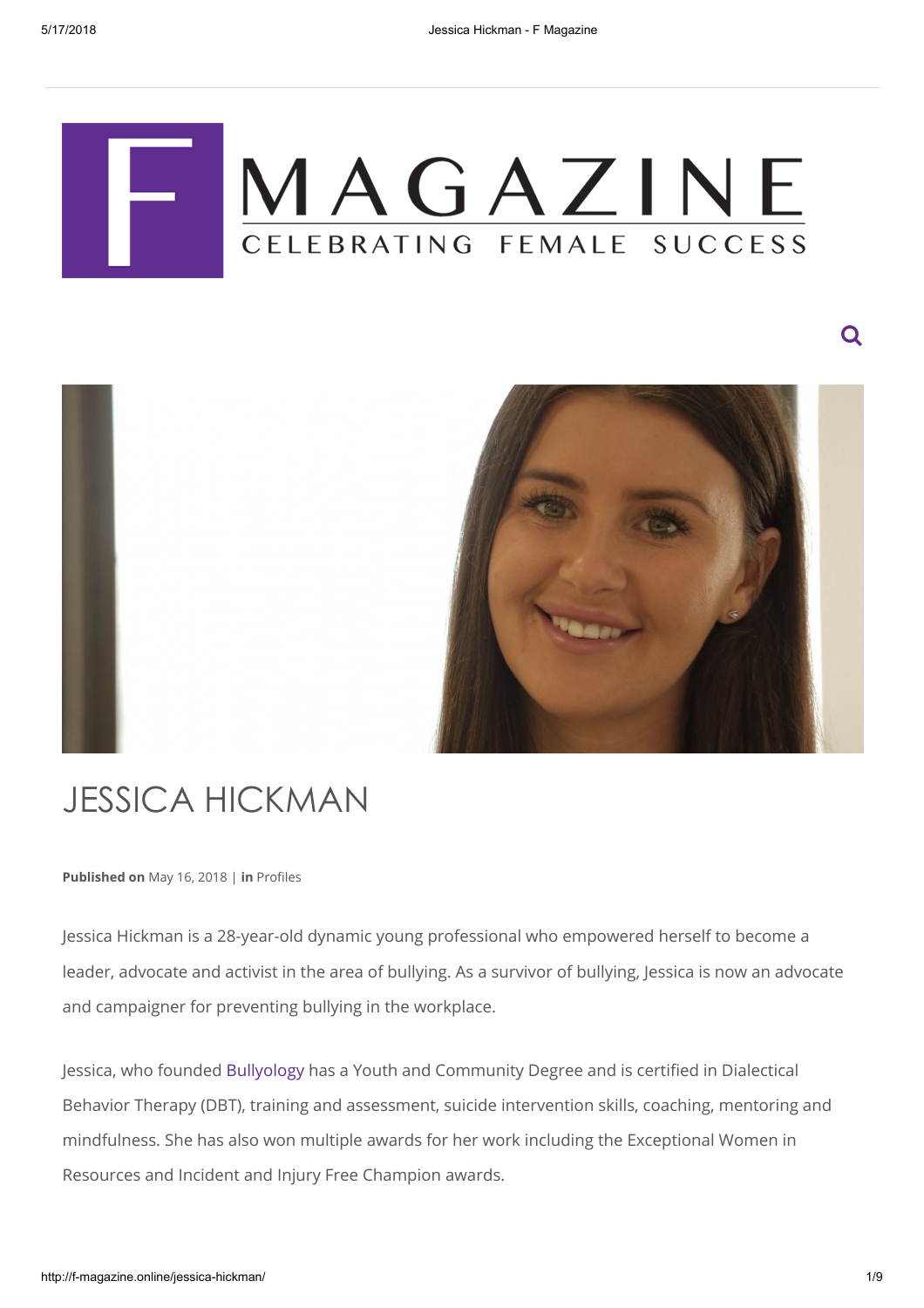# F MAGAZINE

CELEBRATING FEMALE SUCCESS

# JESSICA HICKMAN

**Published on** May 16, 2018 | **in** Profiles

Jessica Hickman is a 28-year-old dynamic young professional who empowered herself to become a leader, advocate and activist in the area of bullying. As a survivor of bullying, Jessica is now an advocate and campaigner for preventing bullying in the workplace.

Jessica, who founded Bullyology has a Youth and Community Degree and is certified in Dialectical Behavior Therapy (DBT), training and assessment, suicide intervention skills, coaching, mentoring and mindfulness. She has also won multiple awards for her work including the Exceptional Women in Resources and Incident and Injury Free Champion awards.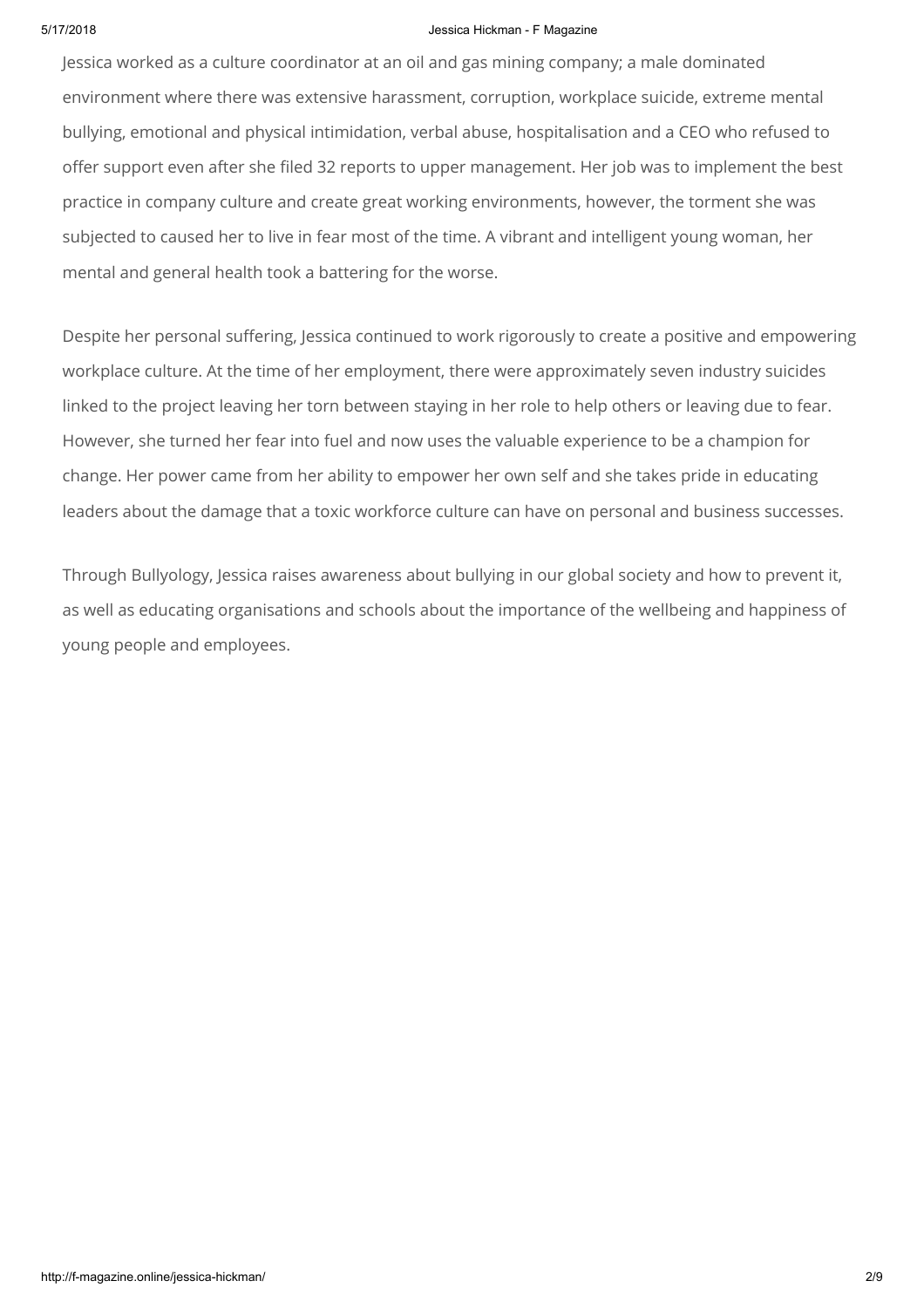Jessica worked as a culture coordinator at an oil and gas mining company; a male dominated environment where there was extensive harassment, corruption, workplace suicide, extreme mental bullying, emotional and physical intimidation, verbal abuse, hospitalisation and a CEO who refused to offer support even after she filed 32 reports to upper management. Her job was to implement the best practice in company culture and create great working environments, however, the torment she was subjected to caused her to live in fear most of the time. A vibrant and intelligent young woman, her mental and general health took a battering for the worse.

Despite her personal suffering, Jessica continued to work rigorously to create a positive and empowering workplace culture. At the time of her employment, there were approximately seven industry suicides linked to the project leaving her torn between staying in her role to help others or leaving due to fear. However, she turned her fear into fuel and now uses the valuable experience to be a champion for change. Her power came from her ability to empower her own self and she takes pride in educating leaders about the damage that a toxic workforce culture can have on personal and business successes.

Through Bullyology, Jessica raises awareness about bullying in our global society and how to prevent it, as well as educating organisations and schools about the importance of the wellbeing and happiness of young people and employees.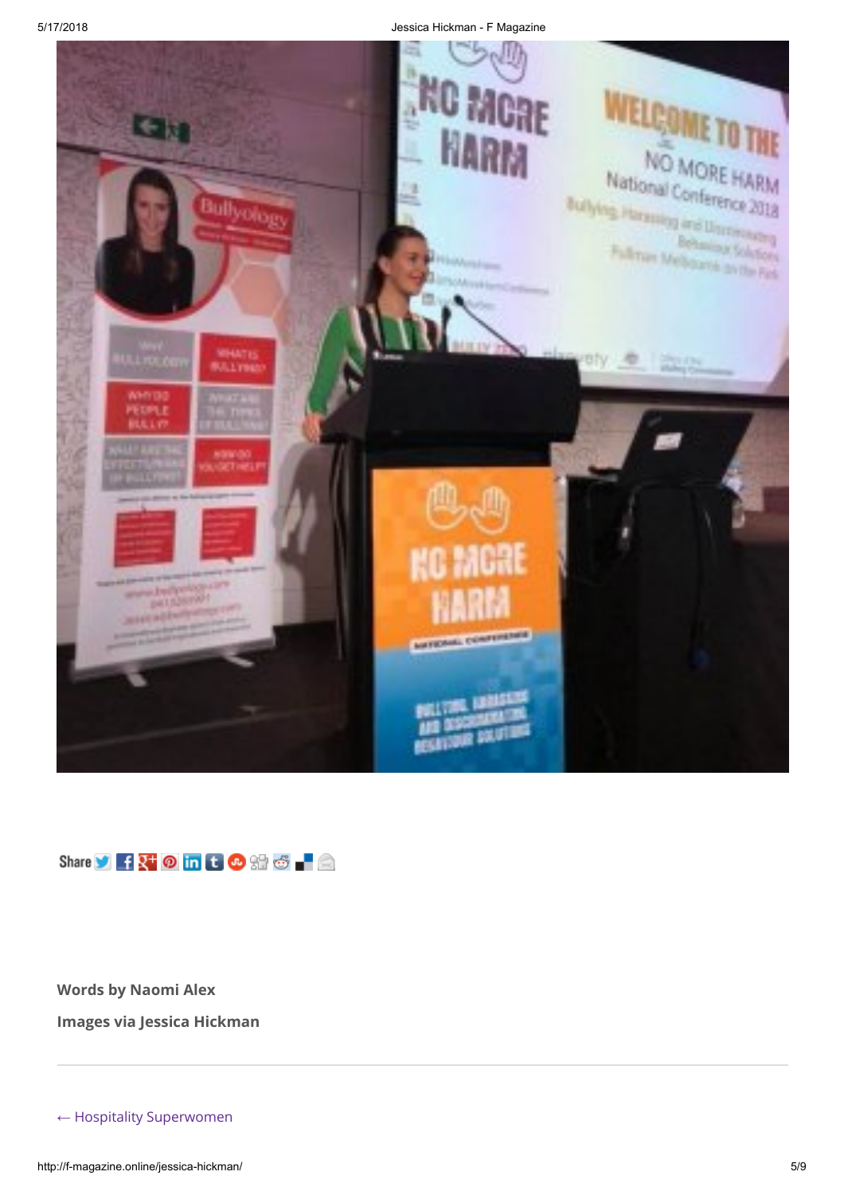Share

**Words by Naomi Alex**

**Images via Jessica Hickman**

---

← Hospitality Superwomen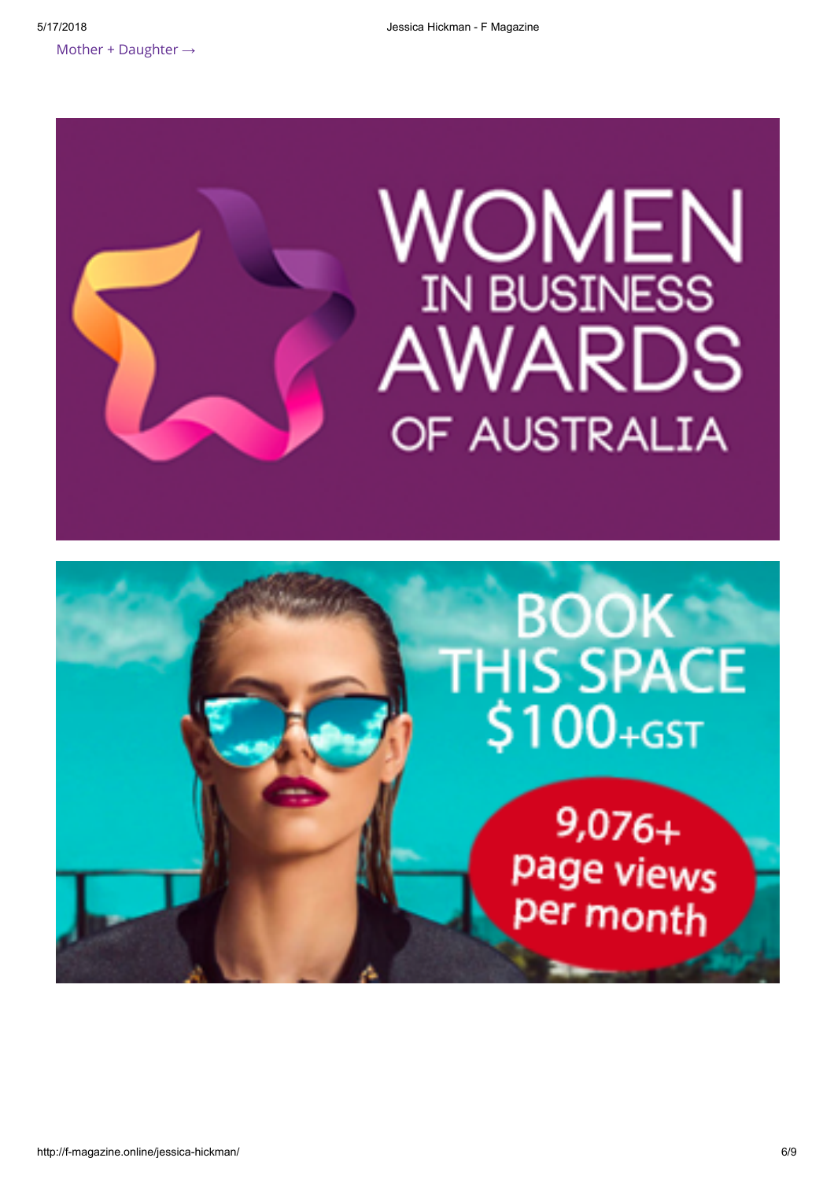Mother + Daughter →

WOMEN IN BUSINESS AWARDS OF AUSTRALIA

BOOK THIS SPACE $100+GST

9,076+ page views per month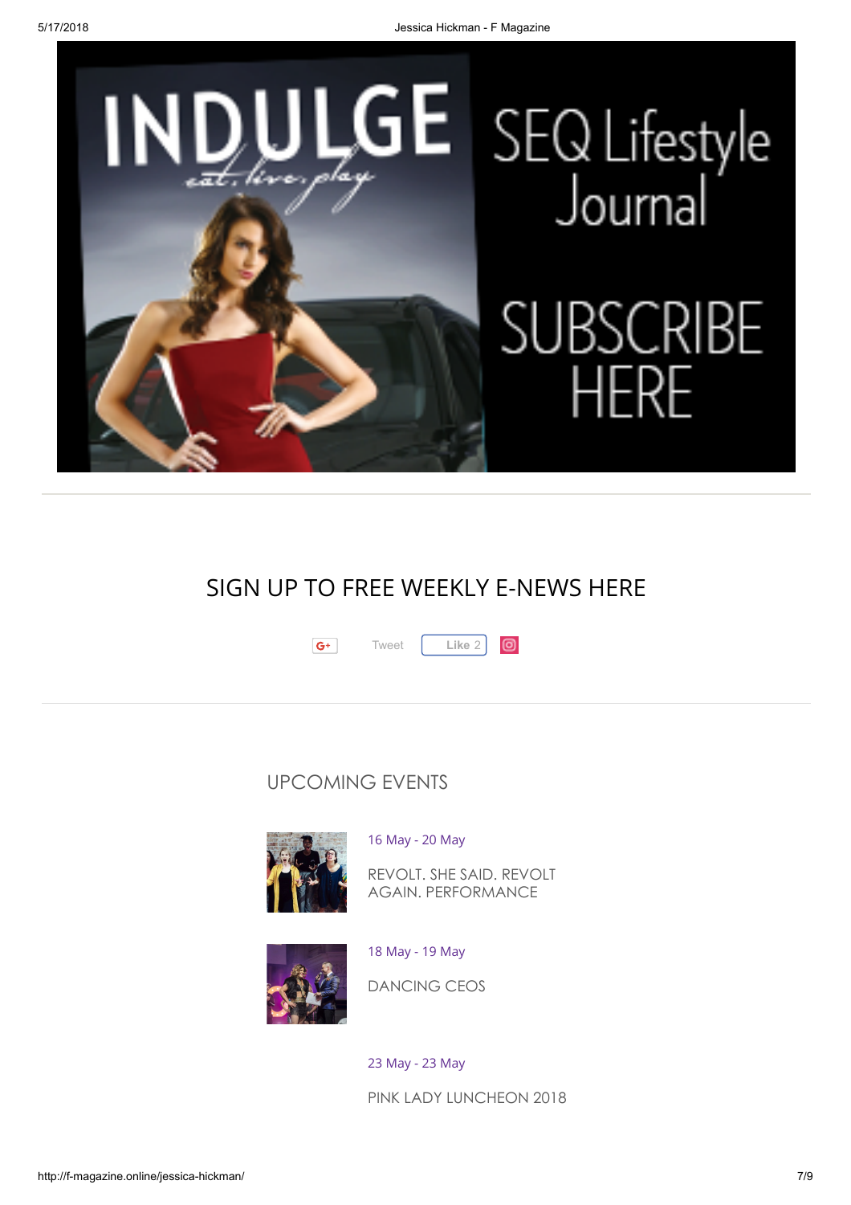INDULGE eat, live, play

SEQ Lifestyle Journal

SUBSCRIBE HERE

## SIGN UP TO FREE WEEKLY E-NEWS HERE

G+ Tweet Like 2

## UPCOMING EVENTS

16 May - 20 May

REVOLT. SHE SAID. REVOLT AGAIN. PERFORMANCE

18 May - 19 May

DANCING CEOS

23 May - 23 May

PINK LADY LUNCHEON 2018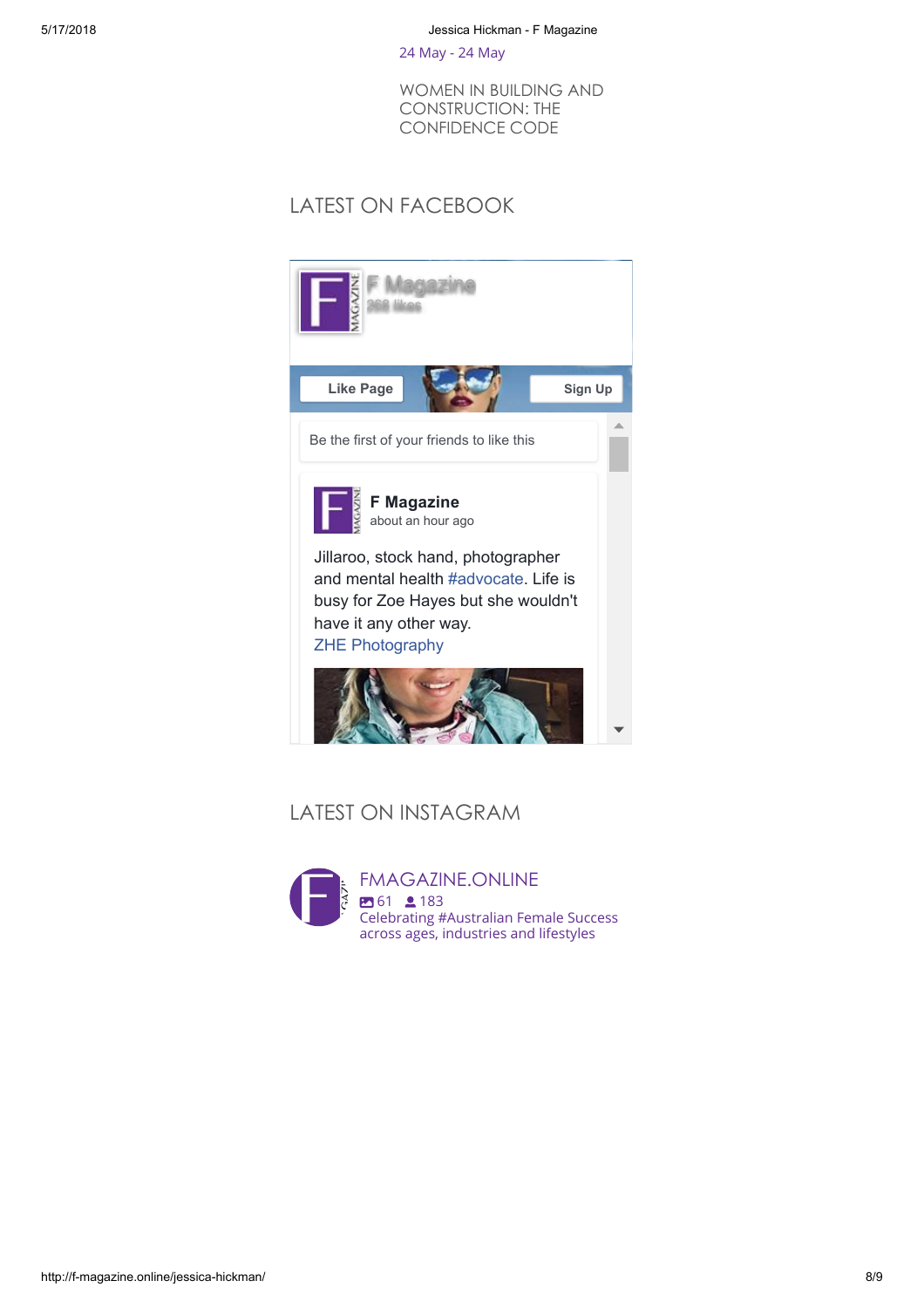24 May - 24 May

WOMEN IN BUILDING AND CONSTRUCTION: THE CONFIDENCE CODE

## LATEST ON FACEBOOK

F Magazine
268 likes

Like Page

Sign Up

Be the first of your friends to like this

**F Magazine**
about an hour ago

Jillaroo, stock hand, photographer and mental health #advocate. Life is busy for Zoe Hayes but she wouldn't have it any other way.
ZHE Photography

## LATEST ON INSTAGRAM

FMAGAZINE.ONLINE
61 183
Celebrating #Australian Female Success across ages, industries and lifestyles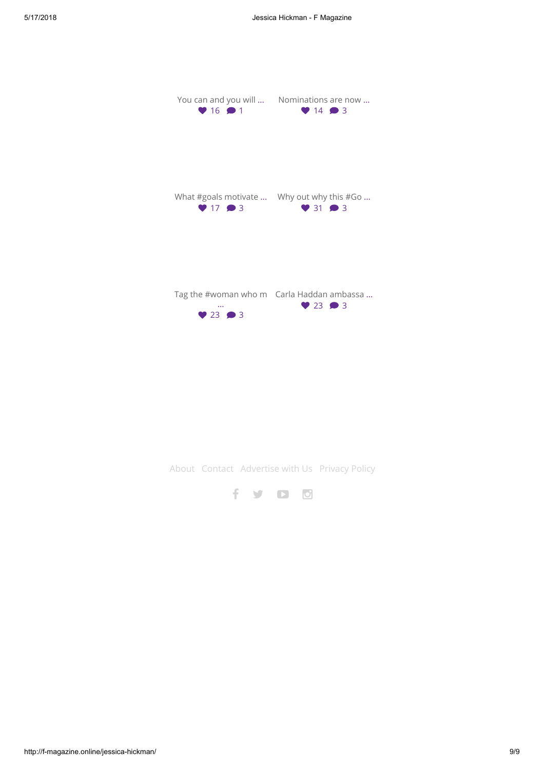You can and you will ...
16 1

Nominations are now ...
14 3

What #goals motivate ...
17 3

Why out why this #Go ...
31 3

Tag the #woman who m ...
23 3

Carla Haddan ambassa ...
23 3

About Contact Advertise with Us Privacy Policy